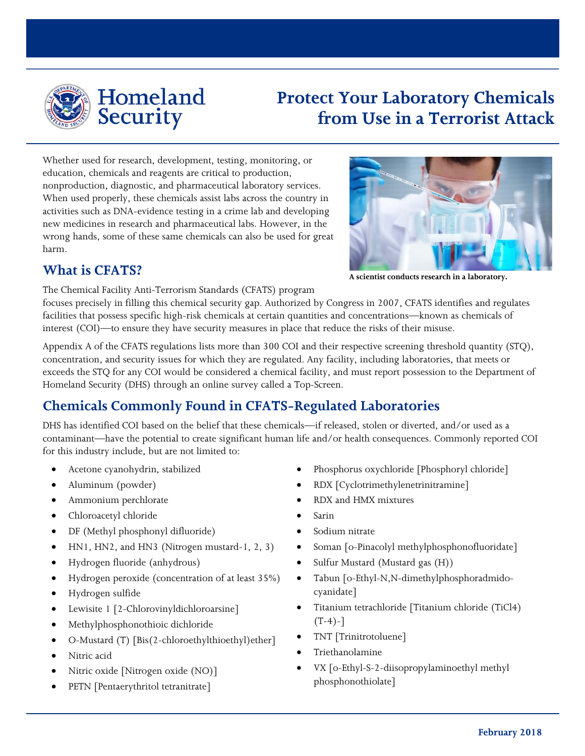Homeland Security

# Protect Your Laboratory Chemicals from Use in a Terrorist Attack

Whether used for research, development, testing, monitoring, or education, chemicals and reagents are critical to production, nonproduction, diagnostic, and pharmaceutical laboratory services. When used properly, these chemicals assist labs across the country in activities such as DNA-evidence testing in a crime lab and developing new medicines in research and pharmaceutical labs. However, in the wrong hands, some of these same chemicals can also be used for great harm.

**A scientist conducts research in a laboratory.**

## What is CFATS?

The Chemical Facility Anti-Terrorism Standards (CFATS) program focuses precisely in filling this chemical security gap. Authorized by Congress in 2007, CFATS identifies and regulates facilities that possess specific high-risk chemicals at certain quantities and concentrations—known as chemicals of interest (COI)—to ensure they have security measures in place that reduce the risks of their misuse.

Appendix A of the CFATS regulations lists more than 300 COI and their respective screening threshold quantity (STQ), concentration, and security issues for which they are regulated. Any facility, including laboratories, that meets or exceeds the STQ for any COI would be considered a chemical facility, and must report possession to the Department of Homeland Security (DHS) through an online survey called a Top-Screen.

## Chemicals Commonly Found in CFATS-Regulated Laboratories

DHS has identified COI based on the belief that these chemicals—if released, stolen or diverted, and/or used as a contaminant—have the potential to create significant human life and/or health consequences. Commonly reported COI for this industry include, but are not limited to:

- Acetone cyanohydrin, stabilized
- Aluminum (powder)
- Ammonium perchlorate
- Chloroacetyl chloride
- DF (Methyl phosphonyl difluoride)
- HN1, HN2, and HN3 (Nitrogen mustard-1, 2, 3)
- Hydrogen fluoride (anhydrous)
- Hydrogen peroxide (concentration of at least 35%)
- Hydrogen sulfide
- Lewisite 1 [2-Chlorovinyldichloroarsine]
- Methylphosphonothioic dichloride
- O-Mustard (T) [Bis(2-chloroethylthioethyl)ether]
- Nitric acid
- Nitric oxide [Nitrogen oxide (NO)]
- PETN [Pentaerythritol tetranitrate]
- Phosphorus oxychloride [Phosphoryl chloride]
- RDX [Cyclotrimethylenetrinitramine]
- RDX and HMX mixtures
- Sarin
- Sodium nitrate
- Soman [o-Pinacolyl methylphosphonofluoridate]
- Sulfur Mustard (Mustard gas (H))
- Tabun [o-Ethyl-N,N-dimethylphosphoradmido-cyanidate]
- Titanium tetrachloride [Titanium chloride ($TiCl_4$) (T-4)-]
- TNT [Trinitrotoluene]
- Triethanolamine
- VX [o-Ethyl-S-2-diisopropylaminoethyl methyl phosphonothiolate]

February 2018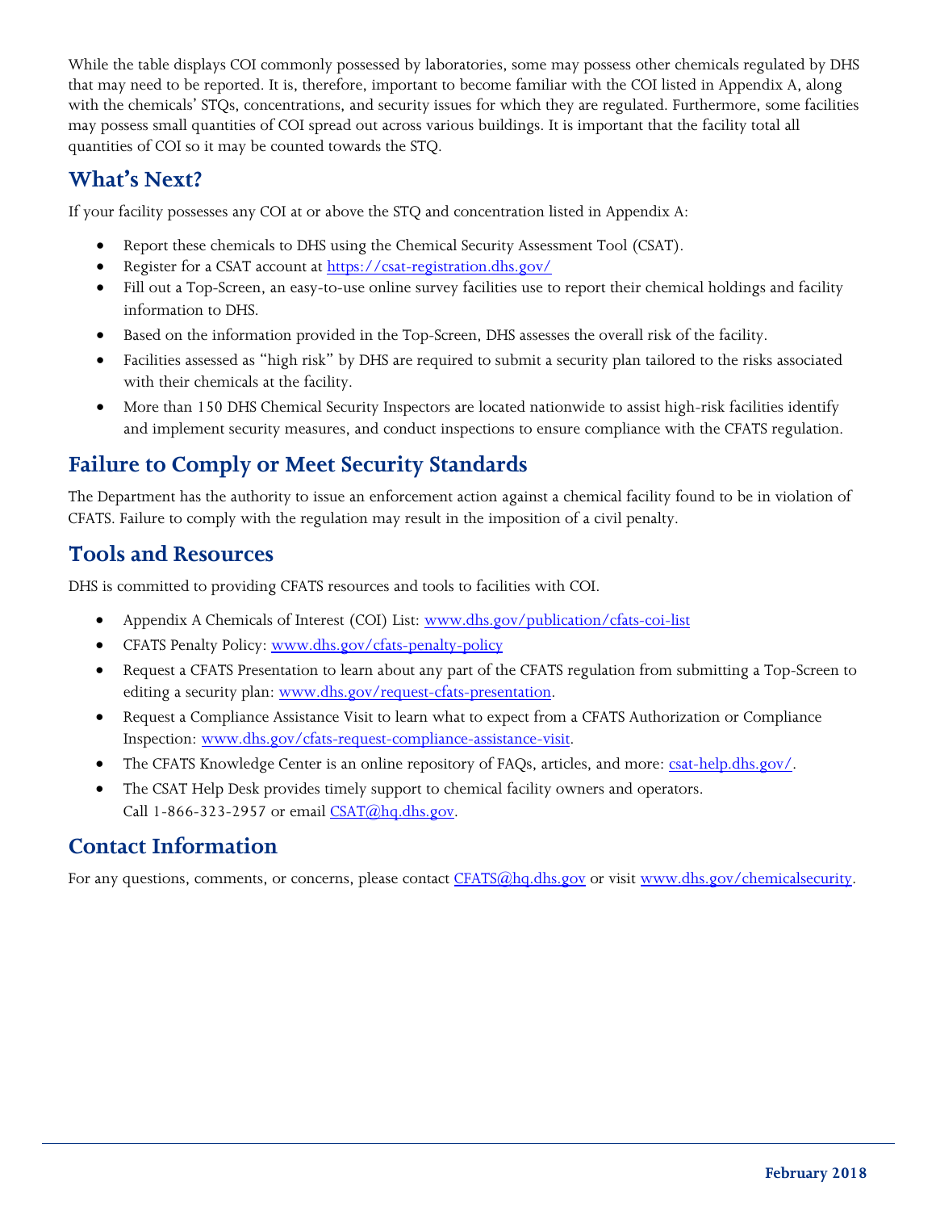While the table displays COI commonly possessed by laboratories, some may possess other chemicals regulated by DHS that may need to be reported. It is, therefore, important to become familiar with the COI listed in Appendix A, along with the chemicals' STQs, concentrations, and security issues for which they are regulated. Furthermore, some facilities may possess small quantities of COI spread out across various buildings. It is important that the facility total all quantities of COI so it may be counted towards the STQ.

## What's Next?

If your facility possesses any COI at or above the STQ and concentration listed in Appendix A:

- Report these chemicals to DHS using the Chemical Security Assessment Tool (CSAT).
- Register for a CSAT account at https://csat-registration.dhs.gov/
- Fill out a Top-Screen, an easy-to-use online survey facilities use to report their chemical holdings and facility information to DHS.
- Based on the information provided in the Top-Screen, DHS assesses the overall risk of the facility.
- Facilities assessed as "high risk" by DHS are required to submit a security plan tailored to the risks associated with their chemicals at the facility.
- More than 150 DHS Chemical Security Inspectors are located nationwide to assist high-risk facilities identify and implement security measures, and conduct inspections to ensure compliance with the CFATS regulation.

## Failure to Comply or Meet Security Standards

The Department has the authority to issue an enforcement action against a chemical facility found to be in violation of CFATS. Failure to comply with the regulation may result in the imposition of a civil penalty.

## Tools and Resources

DHS is committed to providing CFATS resources and tools to facilities with COI.

- Appendix A Chemicals of Interest (COI) List: www.dhs.gov/publication/cfats-coi-list
- CFATS Penalty Policy: www.dhs.gov/cfats-penalty-policy
- Request a CFATS Presentation to learn about any part of the CFATS regulation from submitting a Top-Screen to editing a security plan: www.dhs.gov/request-cfats-presentation.
- Request a Compliance Assistance Visit to learn what to expect from a CFATS Authorization or Compliance Inspection: www.dhs.gov/cfats-request-compliance-assistance-visit.
- The CFATS Knowledge Center is an online repository of FAQs, articles, and more: csat-help.dhs.gov/.
- The CSAT Help Desk provides timely support to chemical facility owners and operators. Call 1-866-323-2957 or email CSAT@hq.dhs.gov.

## Contact Information

For any questions, comments, or concerns, please contact CFATS@hq.dhs.gov or visit www.dhs.gov/chemicalsecurity.

February 2018